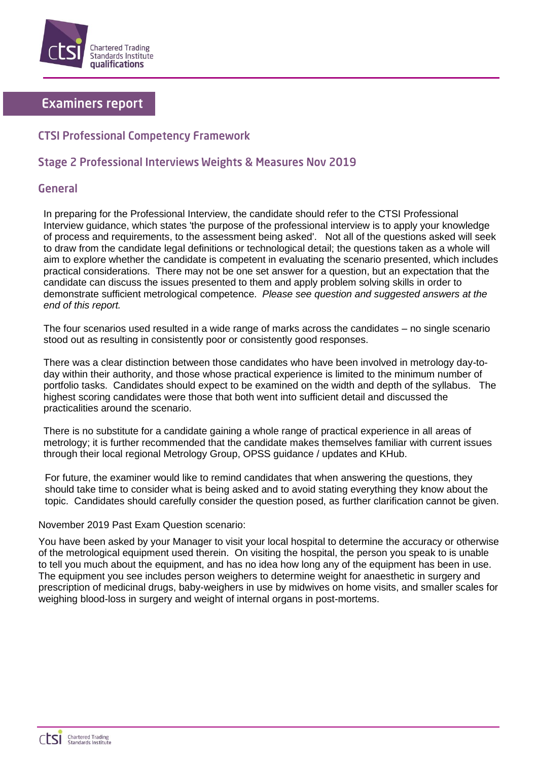# Examiners report

## CTSI Professional Competency Framework

## Stage 2 Professional Interviews Weights & Measures Nov 2019

## General

In preparing for the Professional Interview, the candidate should refer to the CTSI Professional Interview guidance, which states 'the purpose of the professional interview is to apply your knowledge of process and requirements, to the assessment being asked'. Not all of the questions asked will seek to draw from the candidate legal definitions or technological detail; the questions taken as a whole will aim to explore whether the candidate is competent in evaluating the scenario presented, which includes practical considerations. There may not be one set answer for a question, but an expectation that the candidate can discuss the issues presented to them and apply problem solving skills in order to demonstrate sufficient metrological competence. *Please see question and suggested answers at the end of this report.*

The four scenarios used resulted in a wide range of marks across the candidates – no single scenario stood out as resulting in consistently poor or consistently good responses.

There was a clear distinction between those candidates who have been involved in metrology day-to-day within their authority, and those whose practical experience is limited to the minimum number of portfolio tasks. Candidates should expect to be examined on the width and depth of the syllabus. The highest scoring candidates were those that both went into sufficient detail and discussed the practicalities around the scenario.

There is no substitute for a candidate gaining a whole range of practical experience in all areas of metrology; it is further recommended that the candidate makes themselves familiar with current issues through their local regional Metrology Group, OPSS guidance / updates and KHub.

For future, the examiner would like to remind candidates that when answering the questions, they should take time to consider what is being asked and to avoid stating everything they know about the topic. Candidates should carefully consider the question posed, as further clarification cannot be given.

November 2019 Past Exam Question scenario:

You have been asked by your Manager to visit your local hospital to determine the accuracy or otherwise of the metrological equipment used therein. On visiting the hospital, the person you speak to is unable to tell you much about the equipment, and has no idea how long any of the equipment has been in use. The equipment you see includes person weighers to determine weight for anaesthetic in surgery and prescription of medicinal drugs, baby-weighers in use by midwives on home visits, and smaller scales for weighing blood-loss in surgery and weight of internal organs in post-mortems.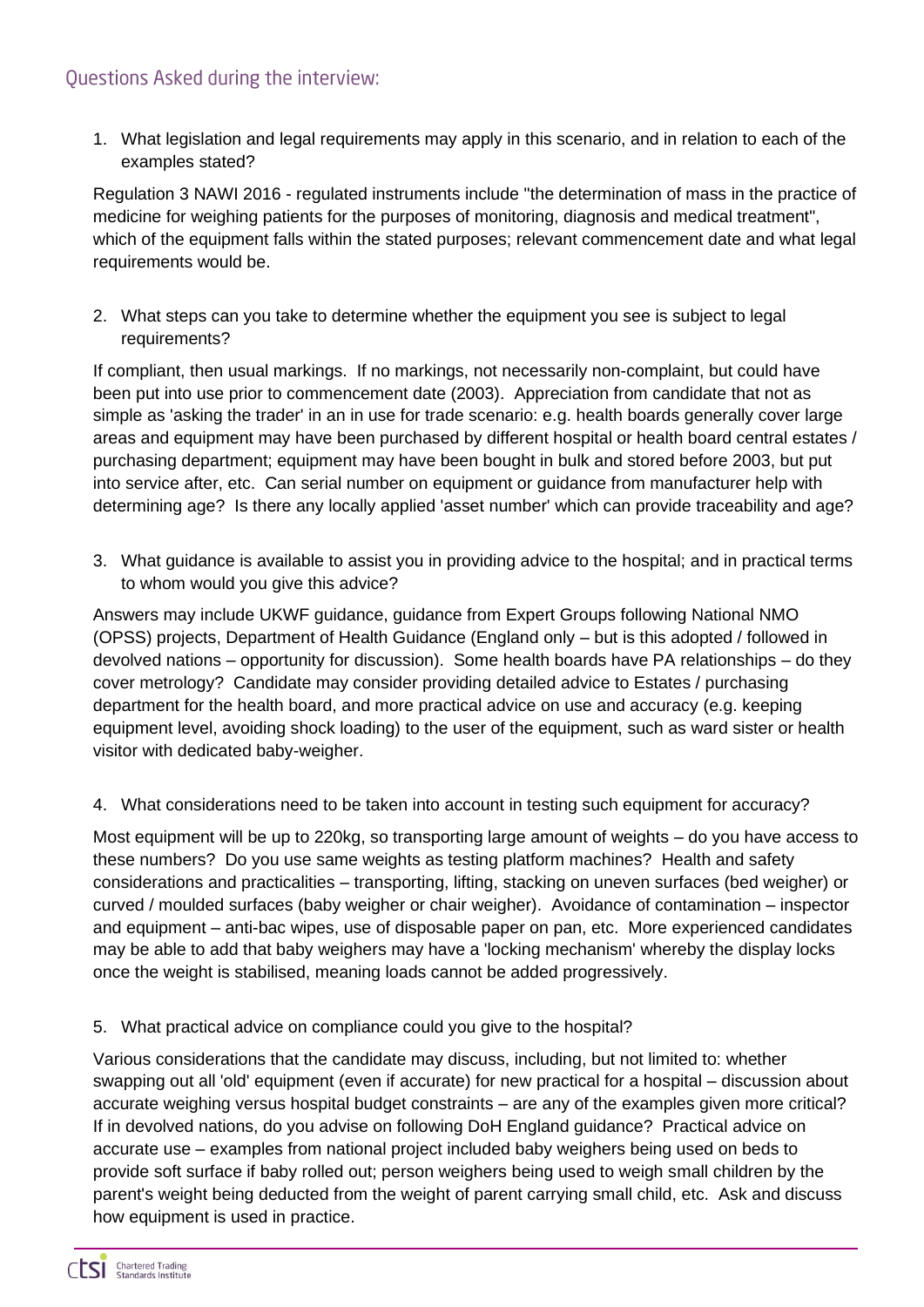## Questions Asked during the interview:

1. What legislation and legal requirements may apply in this scenario, and in relation to each of the examples stated?

Regulation 3 NAWI 2016 - regulated instruments include "the determination of mass in the practice of medicine for weighing patients for the purposes of monitoring, diagnosis and medical treatment", which of the equipment falls within the stated purposes; relevant commencement date and what legal requirements would be.

2. What steps can you take to determine whether the equipment you see is subject to legal requirements?

If compliant, then usual markings. If no markings, not necessarily non-complaint, but could have been put into use prior to commencement date (2003). Appreciation from candidate that not as simple as 'asking the trader' in an in use for trade scenario: e.g. health boards generally cover large areas and equipment may have been purchased by different hospital or health board central estates / purchasing department; equipment may have been bought in bulk and stored before 2003, but put into service after, etc. Can serial number on equipment or guidance from manufacturer help with determining age? Is there any locally applied 'asset number' which can provide traceability and age?

3. What guidance is available to assist you in providing advice to the hospital; and in practical terms to whom would you give this advice?

Answers may include UKWF guidance, guidance from Expert Groups following National NMO (OPSS) projects, Department of Health Guidance (England only – but is this adopted / followed in devolved nations – opportunity for discussion). Some health boards have PA relationships – do they cover metrology? Candidate may consider providing detailed advice to Estates / purchasing department for the health board, and more practical advice on use and accuracy (e.g. keeping equipment level, avoiding shock loading) to the user of the equipment, such as ward sister or health visitor with dedicated baby-weigher.

4. What considerations need to be taken into account in testing such equipment for accuracy?

Most equipment will be up to 220kg, so transporting large amount of weights – do you have access to these numbers? Do you use same weights as testing platform machines? Health and safety considerations and practicalities – transporting, lifting, stacking on uneven surfaces (bed weigher) or curved / moulded surfaces (baby weigher or chair weigher). Avoidance of contamination – inspector and equipment – anti-bac wipes, use of disposable paper on pan, etc. More experienced candidates may be able to add that baby weighers may have a 'locking mechanism' whereby the display locks once the weight is stabilised, meaning loads cannot be added progressively.

5. What practical advice on compliance could you give to the hospital?

Various considerations that the candidate may discuss, including, but not limited to: whether swapping out all 'old' equipment (even if accurate) for new practical for a hospital – discussion about accurate weighing versus hospital budget constraints – are any of the examples given more critical? If in devolved nations, do you advise on following DoH England guidance? Practical advice on accurate use – examples from national project included baby weighers being used on beds to provide soft surface if baby rolled out; person weighers being used to weigh small children by the parent's weight being deducted from the weight of parent carrying small child, etc. Ask and discuss how equipment is used in practice.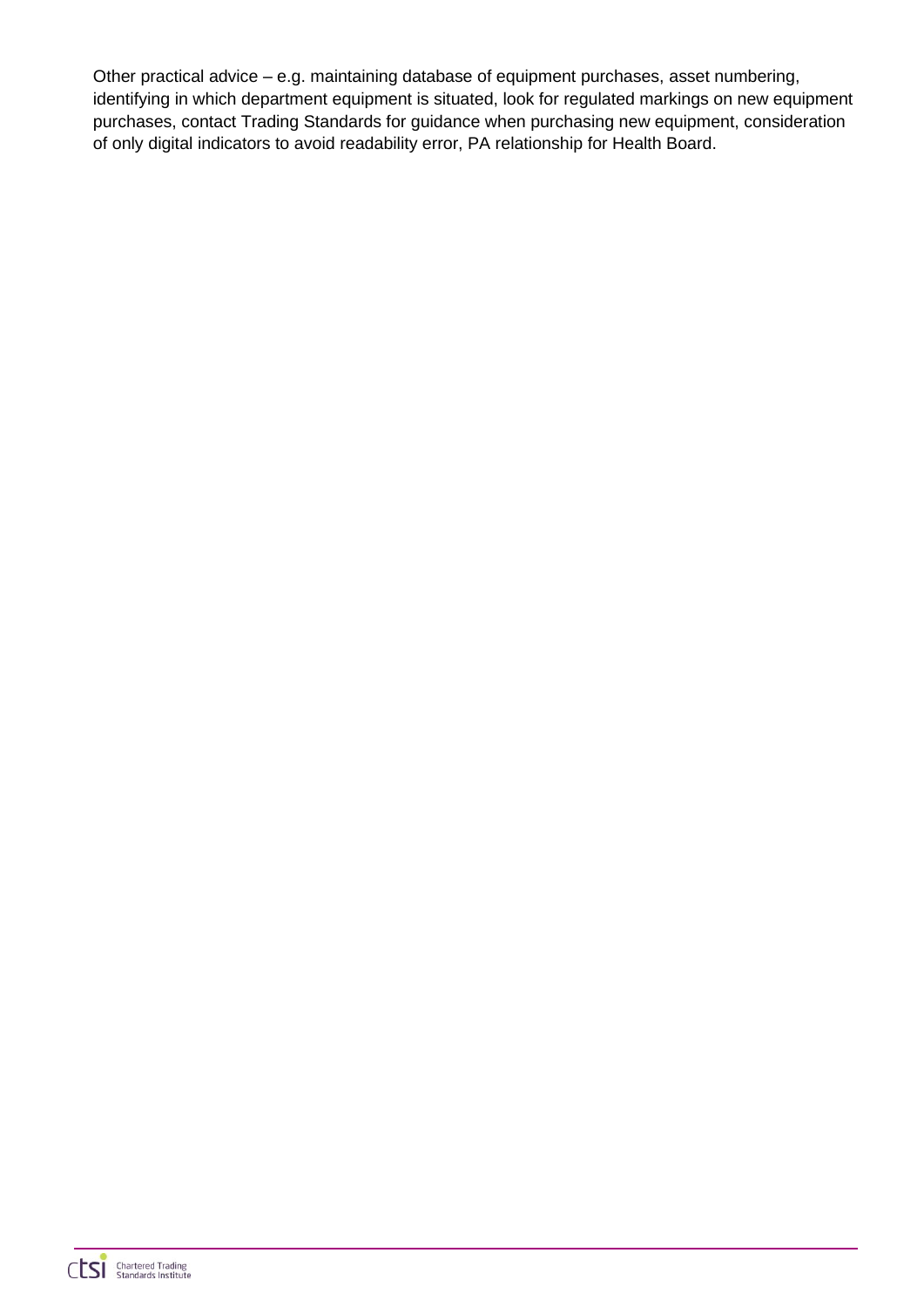Other practical advice – e.g. maintaining database of equipment purchases, asset numbering, identifying in which department equipment is situated, look for regulated markings on new equipment purchases, contact Trading Standards for guidance when purchasing new equipment, consideration of only digital indicators to avoid readability error, PA relationship for Health Board.